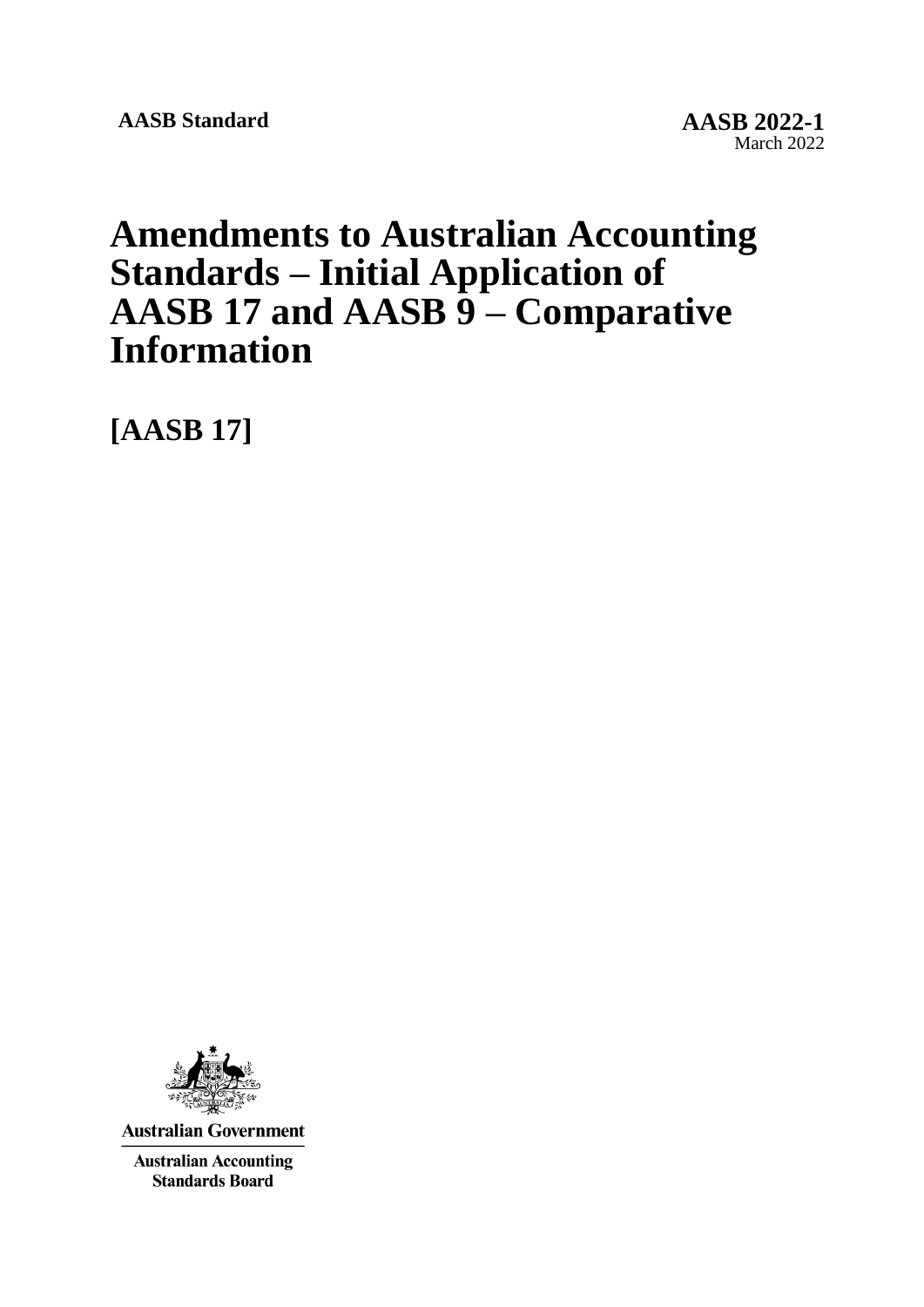**AASB Standard**

**AASB 2022-1**
March 2022

# Amendments to Australian Accounting Standards – Initial Application of AASB 17 and AASB 9 – Comparative Information

## [AASB 17]

Australian Government

Australian Accounting Standards Board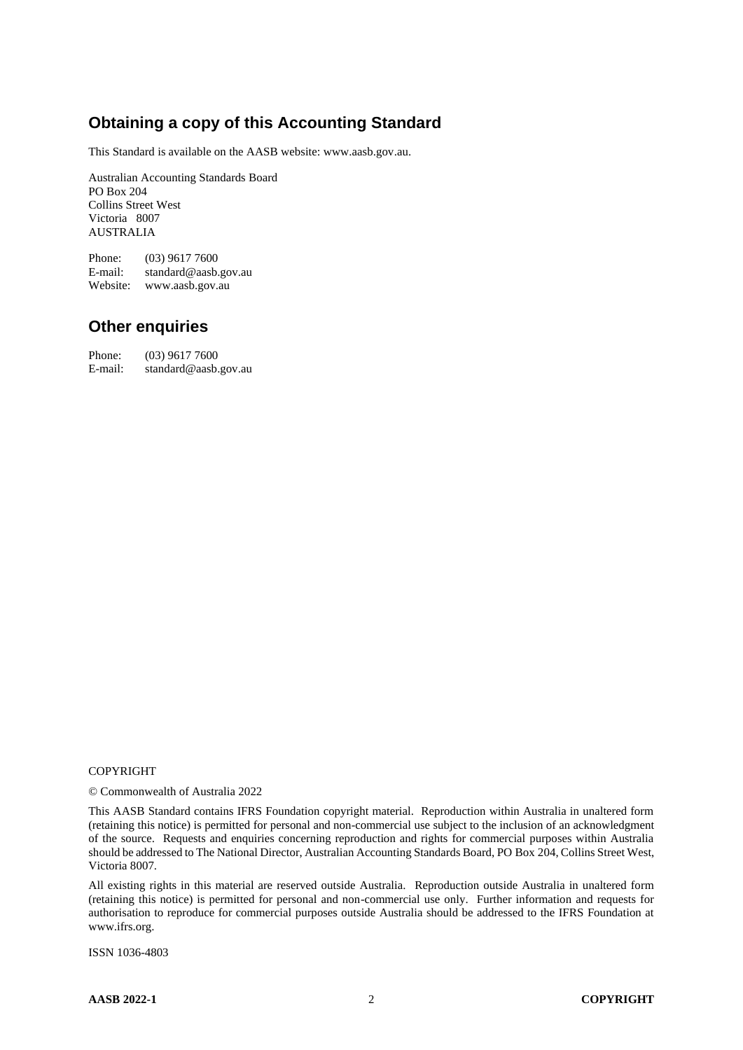## Obtaining a copy of this Accounting Standard

This Standard is available on the AASB website: www.aasb.gov.au.

Australian Accounting Standards Board
PO Box 204
Collins Street West
Victoria 8007
AUSTRALIA

Phone: (03) 9617 7600
E-mail: standard@aasb.gov.au
Website: www.aasb.gov.au

## Other enquiries

Phone: (03) 9617 7600
E-mail: standard@aasb.gov.au

COPYRIGHT

© Commonwealth of Australia 2022

This AASB Standard contains IFRS Foundation copyright material. Reproduction within Australia in unaltered form (retaining this notice) is permitted for personal and non-commercial use subject to the inclusion of an acknowledgment of the source. Requests and enquiries concerning reproduction and rights for commercial purposes within Australia should be addressed to The National Director, Australian Accounting Standards Board, PO Box 204, Collins Street West, Victoria 8007.

All existing rights in this material are reserved outside Australia. Reproduction outside Australia in unaltered form (retaining this notice) is permitted for personal and non-commercial use only. Further information and requests for authorisation to reproduce for commercial purposes outside Australia should be addressed to the IFRS Foundation at www.ifrs.org.

ISSN 1036-4803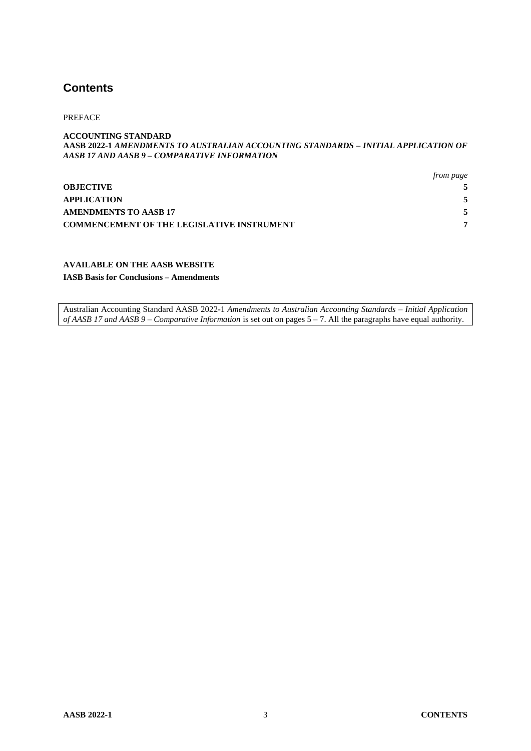## Contents

PREFACE

**ACCOUNTING STANDARD**
**AASB 2022-1 *AMENDMENTS TO AUSTRALIAN ACCOUNTING STANDARDS – INITIAL APPLICATION OF AASB 17 AND AASB 9 – COMPARATIVE INFORMATION***

| | *from page* |
|---|---|
| **OBJECTIVE** | **5** |
| **APPLICATION** | **5** |
| **AMENDMENTS TO AASB 17** | **5** |
| **COMMENCEMENT OF THE LEGISLATIVE INSTRUMENT** | **7** |

**AVAILABLE ON THE AASB WEBSITE**
**IASB Basis for Conclusions – Amendments**

Australian Accounting Standard AASB 2022-1 *Amendments to Australian Accounting Standards – Initial Application of AASB 17 and AASB 9 – Comparative Information* is set out on pages 5 – 7. All the paragraphs have equal authority.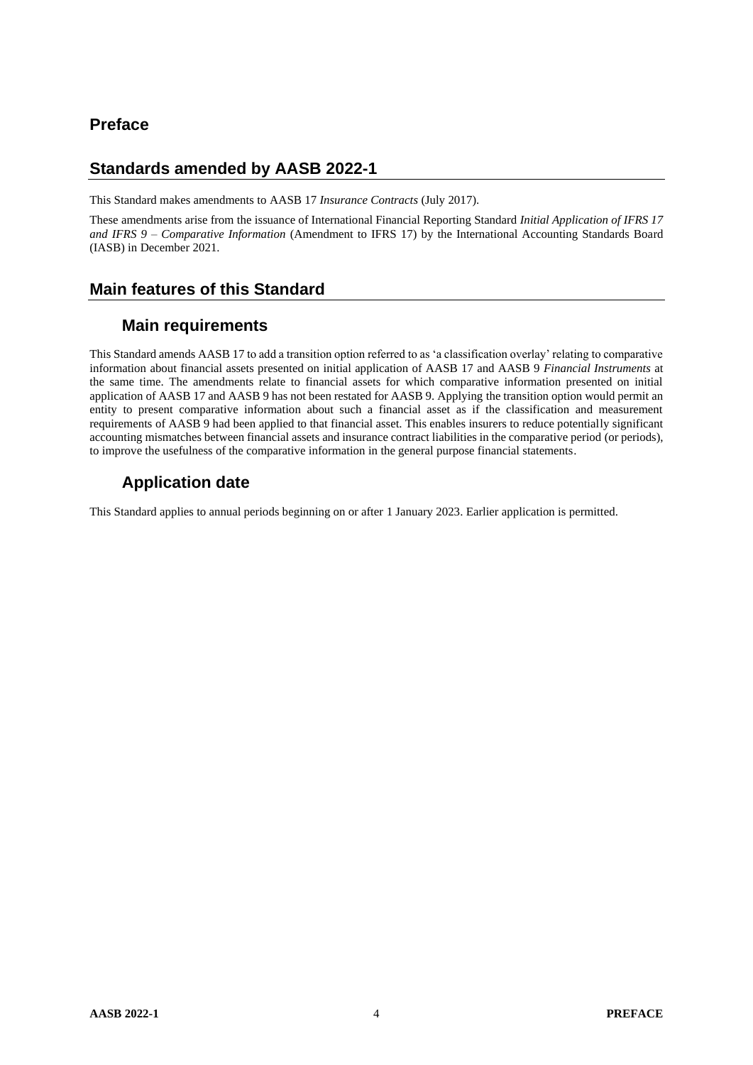# Preface

## Standards amended by AASB 2022-1

This Standard makes amendments to AASB 17 *Insurance Contracts* (July 2017).

These amendments arise from the issuance of International Financial Reporting Standard *Initial Application of IFRS 17 and IFRS 9 – Comparative Information* (Amendment to IFRS 17) by the International Accounting Standards Board (IASB) in December 2021.

## Main features of this Standard

### Main requirements

This Standard amends AASB 17 to add a transition option referred to as 'a classification overlay' relating to comparative information about financial assets presented on initial application of AASB 17 and AASB 9 *Financial Instruments* at the same time. The amendments relate to financial assets for which comparative information presented on initial application of AASB 17 and AASB 9 has not been restated for AASB 9. Applying the transition option would permit an entity to present comparative information about such a financial asset as if the classification and measurement requirements of AASB 9 had been applied to that financial asset. This enables insurers to reduce potentially significant accounting mismatches between financial assets and insurance contract liabilities in the comparative period (or periods), to improve the usefulness of the comparative information in the general purpose financial statements.

### Application date

This Standard applies to annual periods beginning on or after 1 January 2023. Earlier application is permitted.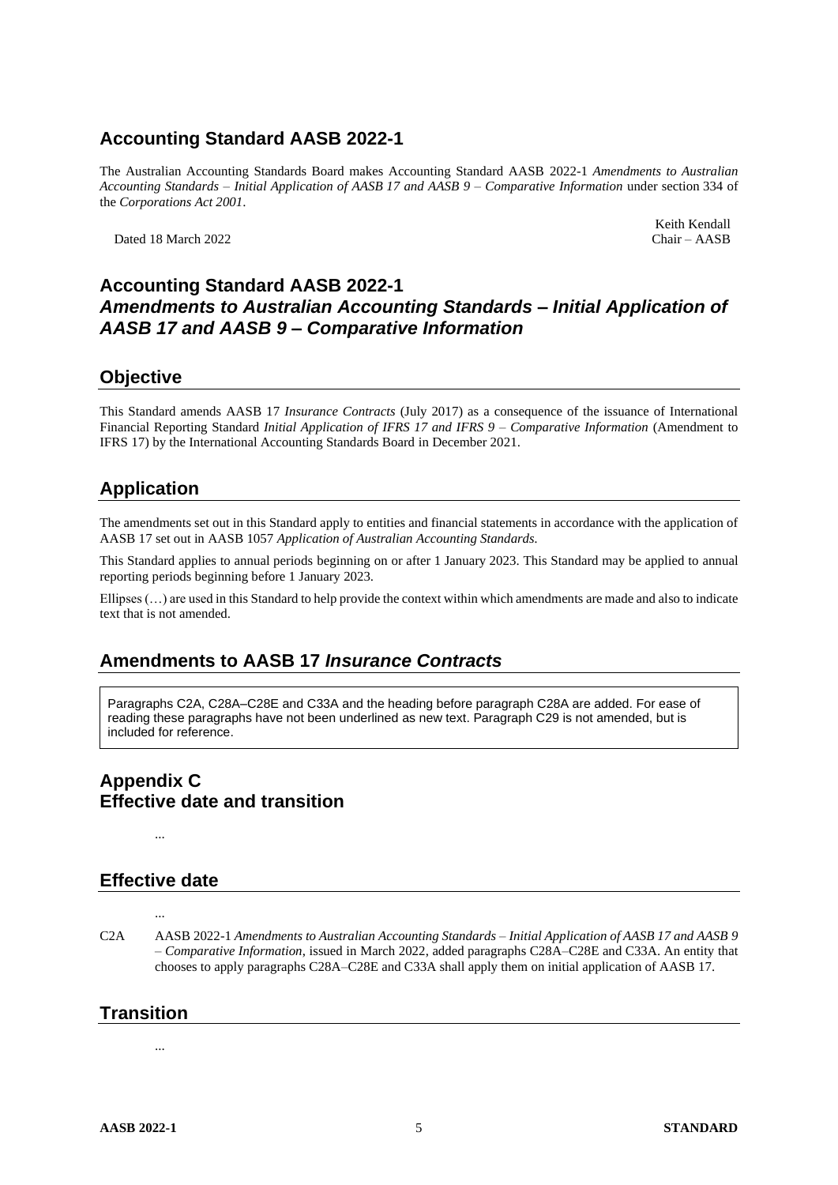## Accounting Standard AASB 2022-1

The Australian Accounting Standards Board makes Accounting Standard AASB 2022-1 *Amendments to Australian Accounting Standards – Initial Application of AASB 17 and AASB 9 – Comparative Information* under section 334 of the *Corporations Act 2001*.

Dated 18 March 2022

Keith Kendall
Chair – AASB

## Accounting Standard AASB 2022-1 *Amendments to Australian Accounting Standards – Initial Application of AASB 17 and AASB 9 – Comparative Information*

## Objective

This Standard amends AASB 17 *Insurance Contracts* (July 2017) as a consequence of the issuance of International Financial Reporting Standard *Initial Application of IFRS 17 and IFRS 9 – Comparative Information* (Amendment to IFRS 17) by the International Accounting Standards Board in December 2021.

## Application

The amendments set out in this Standard apply to entities and financial statements in accordance with the application of AASB 17 set out in AASB 1057 *Application of Australian Accounting Standards*.

This Standard applies to annual periods beginning on or after 1 January 2023. This Standard may be applied to annual reporting periods beginning before 1 January 2023.

Ellipses (…) are used in this Standard to help provide the context within which amendments are made and also to indicate text that is not amended.

## Amendments to AASB 17 *Insurance Contracts*

Paragraphs C2A, C28A–C28E and C33A and the heading before paragraph C28A are added. For ease of reading these paragraphs have not been underlined as new text. Paragraph C29 is not amended, but is included for reference.

## Appendix C Effective date and transition

...

## Effective date

...

C2A AASB 2022-1 *Amendments to Australian Accounting Standards – Initial Application of AASB 17 and AASB 9 – Comparative Information*, issued in March 2022, added paragraphs C28A–C28E and C33A. An entity that chooses to apply paragraphs C28A–C28E and C33A shall apply them on initial application of AASB 17.

## Transition

...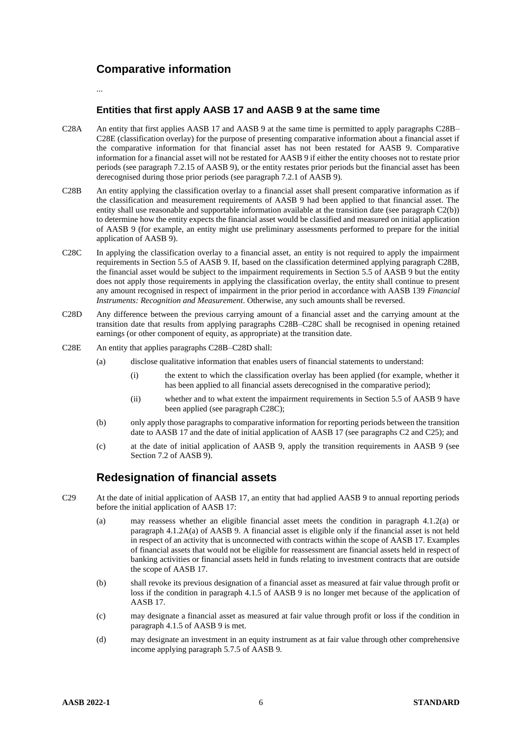## Comparative information

...

### Entities that first apply AASB 17 and AASB 9 at the same time

C28A An entity that first applies AASB 17 and AASB 9 at the same time is permitted to apply paragraphs C28B–C28E (classification overlay) for the purpose of presenting comparative information about a financial asset if the comparative information for that financial asset has not been restated for AASB 9. Comparative information for a financial asset will not be restated for AASB 9 if either the entity chooses not to restate prior periods (see paragraph 7.2.15 of AASB 9), or the entity restates prior periods but the financial asset has been derecognised during those prior periods (see paragraph 7.2.1 of AASB 9).

C28B An entity applying the classification overlay to a financial asset shall present comparative information as if the classification and measurement requirements of AASB 9 had been applied to that financial asset. The entity shall use reasonable and supportable information available at the transition date (see paragraph C2(b)) to determine how the entity expects the financial asset would be classified and measured on initial application of AASB 9 (for example, an entity might use preliminary assessments performed to prepare for the initial application of AASB 9).

C28C In applying the classification overlay to a financial asset, an entity is not required to apply the impairment requirements in Section 5.5 of AASB 9. If, based on the classification determined applying paragraph C28B, the financial asset would be subject to the impairment requirements in Section 5.5 of AASB 9 but the entity does not apply those requirements in applying the classification overlay, the entity shall continue to present any amount recognised in respect of impairment in the prior period in accordance with AASB 139 *Financial Instruments: Recognition and Measurement*. Otherwise, any such amounts shall be reversed.

C28D Any difference between the previous carrying amount of a financial asset and the carrying amount at the transition date that results from applying paragraphs C28B–C28C shall be recognised in opening retained earnings (or other component of equity, as appropriate) at the transition date.

C28E An entity that applies paragraphs C28B–C28D shall:

(a) disclose qualitative information that enables users of financial statements to understand:

  (i) the extent to which the classification overlay has been applied (for example, whether it has been applied to all financial assets derecognised in the comparative period);

  (ii) whether and to what extent the impairment requirements in Section 5.5 of AASB 9 have been applied (see paragraph C28C);

(b) only apply those paragraphs to comparative information for reporting periods between the transition date to AASB 17 and the date of initial application of AASB 17 (see paragraphs C2 and C25); and

(c) at the date of initial application of AASB 9, apply the transition requirements in AASB 9 (see Section 7.2 of AASB 9).

## Redesignation of financial assets

C29 At the date of initial application of AASB 17, an entity that had applied AASB 9 to annual reporting periods before the initial application of AASB 17:

(a) may reassess whether an eligible financial asset meets the condition in paragraph 4.1.2(a) or paragraph 4.1.2A(a) of AASB 9. A financial asset is eligible only if the financial asset is not held in respect of an activity that is unconnected with contracts within the scope of AASB 17. Examples of financial assets that would not be eligible for reassessment are financial assets held in respect of banking activities or financial assets held in funds relating to investment contracts that are outside the scope of AASB 17.

(b) shall revoke its previous designation of a financial asset as measured at fair value through profit or loss if the condition in paragraph 4.1.5 of AASB 9 is no longer met because of the application of AASB 17.

(c) may designate a financial asset as measured at fair value through profit or loss if the condition in paragraph 4.1.5 of AASB 9 is met.

(d) may designate an investment in an equity instrument as at fair value through other comprehensive income applying paragraph 5.7.5 of AASB 9.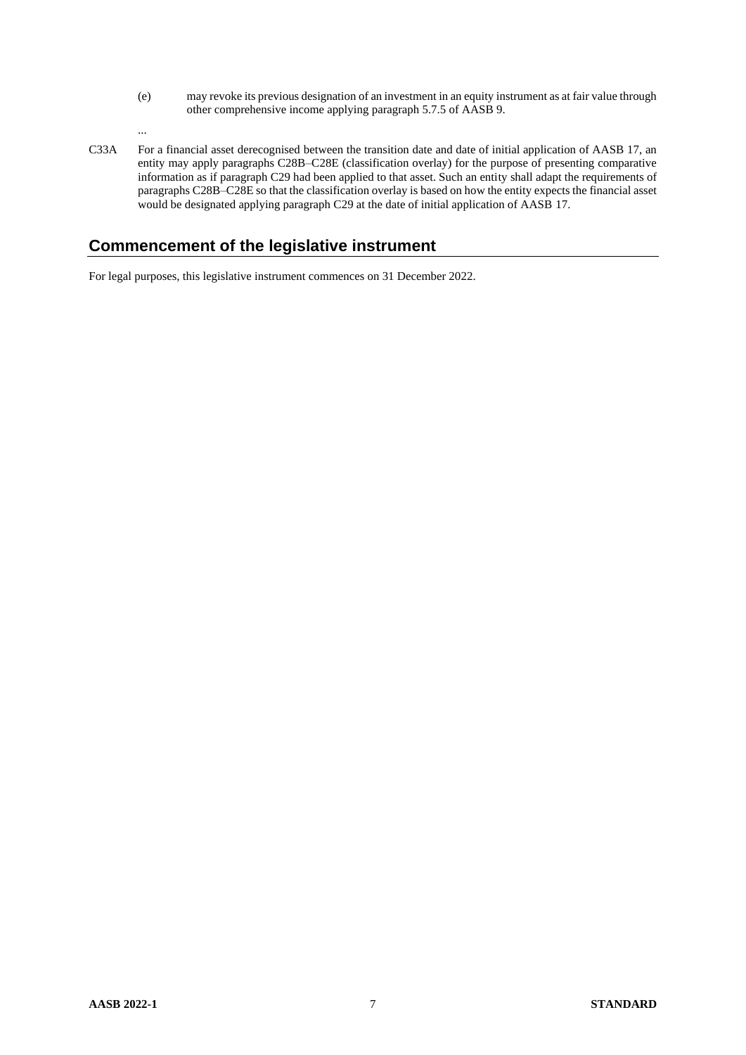(e) may revoke its previous designation of an investment in an equity instrument as at fair value through other comprehensive income applying paragraph 5.7.5 of AASB 9.

...

C33A For a financial asset derecognised between the transition date and date of initial application of AASB 17, an entity may apply paragraphs C28B–C28E (classification overlay) for the purpose of presenting comparative information as if paragraph C29 had been applied to that asset. Such an entity shall adapt the requirements of paragraphs C28B–C28E so that the classification overlay is based on how the entity expects the financial asset would be designated applying paragraph C29 at the date of initial application of AASB 17.

## Commencement of the legislative instrument

For legal purposes, this legislative instrument commences on 31 December 2022.